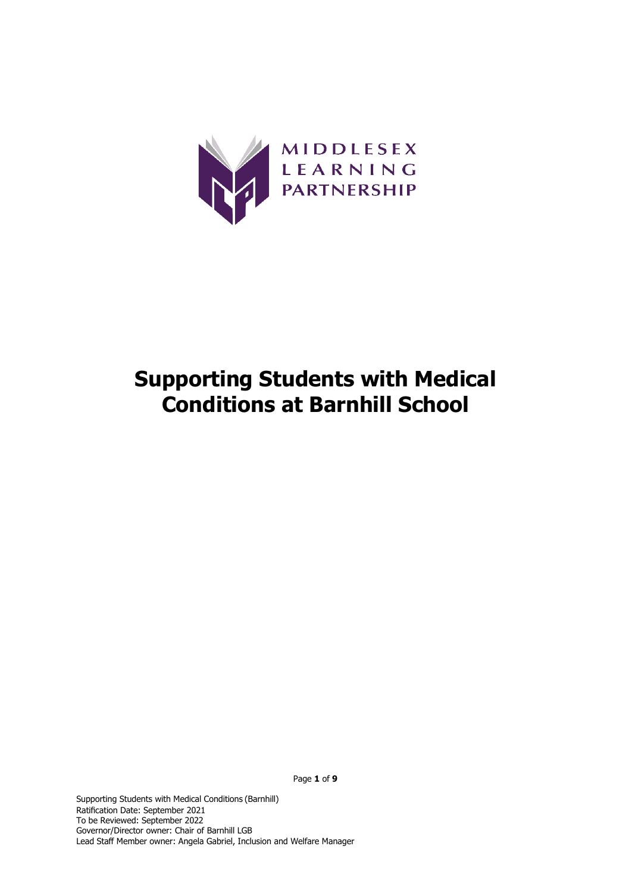MIDDLESEX LEARNING PARTNERSHIP

# Supporting Students with Medical Conditions at Barnhill School

Supporting Students with Medical Conditions (Barnhill)
Ratification Date: September 2021
To be Reviewed: September 2022
Governor/Director owner: Chair of Barnhill LGB
Lead Staff Member owner: Angela Gabriel, Inclusion and Welfare Manager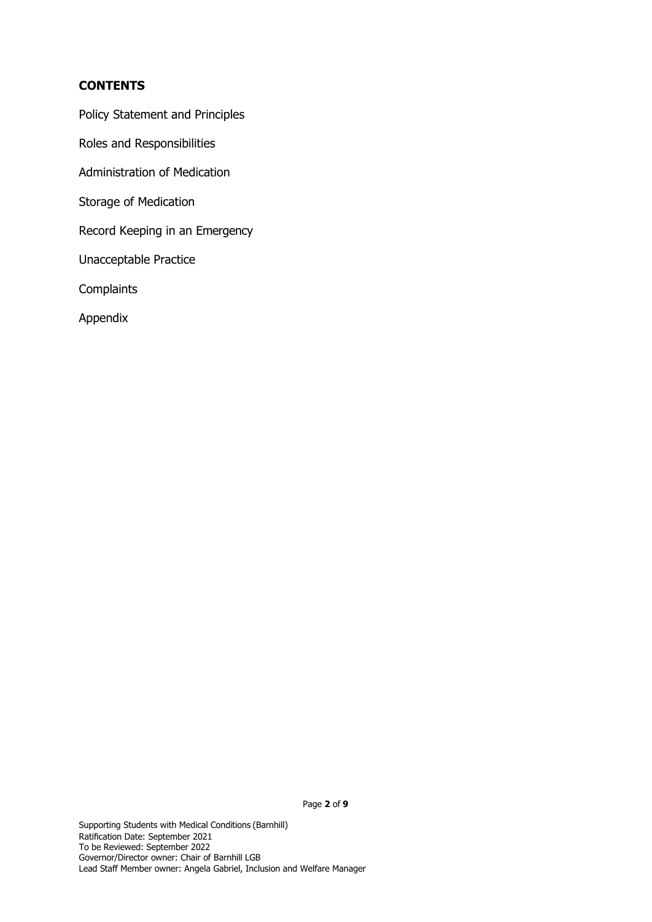## CONTENTS

Policy Statement and Principles

Roles and Responsibilities

Administration of Medication

Storage of Medication

Record Keeping in an Emergency

Unacceptable Practice

Complaints

Appendix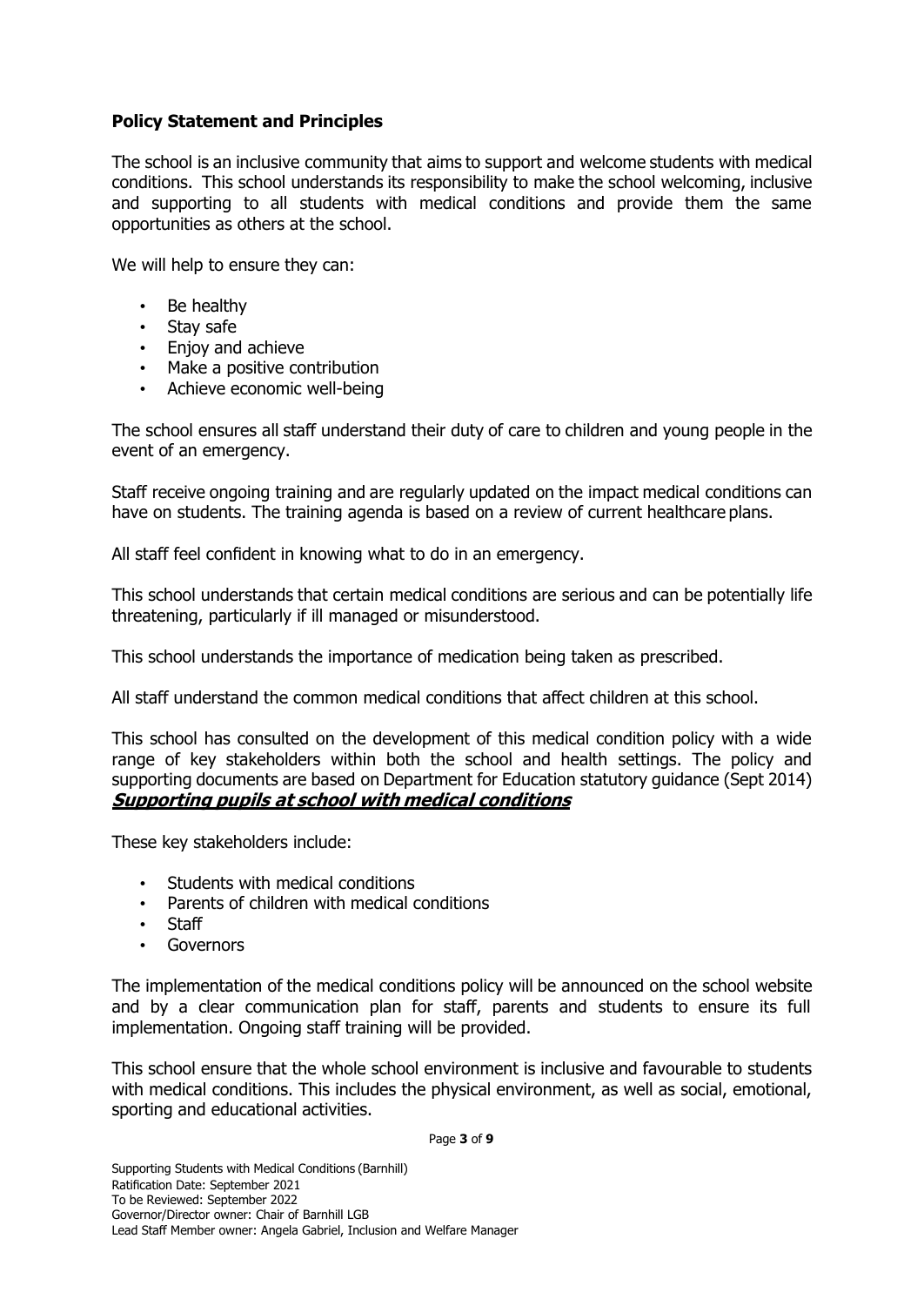**Policy Statement and Principles**

The school is an inclusive community that aims to support and welcome students with medical conditions. This school understands its responsibility to make the school welcoming, inclusive and supporting to all students with medical conditions and provide them the same opportunities as others at the school.

We will help to ensure they can:

- Be healthy
- Stay safe
- Enjoy and achieve
- Make a positive contribution
- Achieve economic well-being

The school ensures all staff understand their duty of care to children and young people in the event of an emergency.

Staff receive ongoing training and are regularly updated on the impact medical conditions can have on students. The training agenda is based on a review of current healthcare plans.

All staff feel confident in knowing what to do in an emergency.

This school understands that certain medical conditions are serious and can be potentially life threatening, particularly if ill managed or misunderstood.

This school understands the importance of medication being taken as prescribed.

All staff understand the common medical conditions that affect children at this school.

This school has consulted on the development of this medical condition policy with a wide range of key stakeholders within both the school and health settings. The policy and supporting documents are based on Department for Education statutory guidance (Sept 2014) ***Supporting pupils at school with medical conditions***

These key stakeholders include:

- Students with medical conditions
- Parents of children with medical conditions
- Staff
- Governors

The implementation of the medical conditions policy will be announced on the school website and by a clear communication plan for staff, parents and students to ensure its full implementation. Ongoing staff training will be provided.

This school ensure that the whole school environment is inclusive and favourable to students with medical conditions. This includes the physical environment, as well as social, emotional, sporting and educational activities.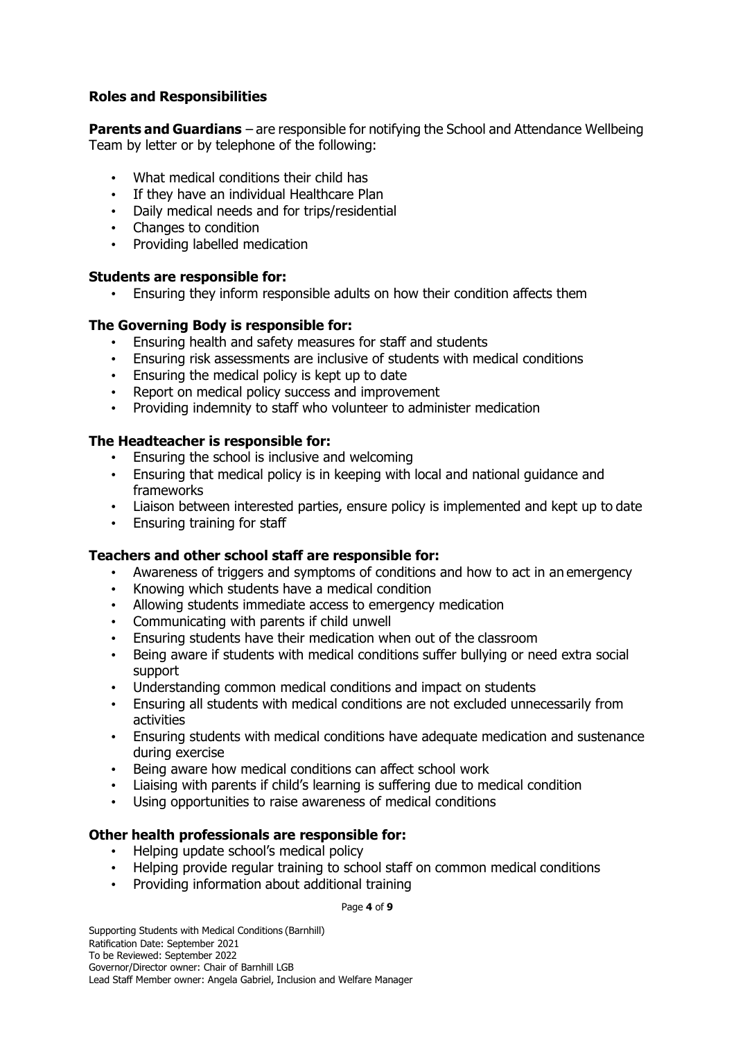## Roles and Responsibilities

**Parents and Guardians** – are responsible for notifying the School and Attendance Wellbeing Team by letter or by telephone of the following:

- What medical conditions their child has
- If they have an individual Healthcare Plan
- Daily medical needs and for trips/residential
- Changes to condition
- Providing labelled medication

### Students are responsible for:

- Ensuring they inform responsible adults on how their condition affects them

### The Governing Body is responsible for:

- Ensuring health and safety measures for staff and students
- Ensuring risk assessments are inclusive of students with medical conditions
- Ensuring the medical policy is kept up to date
- Report on medical policy success and improvement
- Providing indemnity to staff who volunteer to administer medication

### The Headteacher is responsible for:

- Ensuring the school is inclusive and welcoming
- Ensuring that medical policy is in keeping with local and national guidance and frameworks
- Liaison between interested parties, ensure policy is implemented and kept up to date
- Ensuring training for staff

### Teachers and other school staff are responsible for:

- Awareness of triggers and symptoms of conditions and how to act in an emergency
- Knowing which students have a medical condition
- Allowing students immediate access to emergency medication
- Communicating with parents if child unwell
- Ensuring students have their medication when out of the classroom
- Being aware if students with medical conditions suffer bullying or need extra social support
- Understanding common medical conditions and impact on students
- Ensuring all students with medical conditions are not excluded unnecessarily from activities
- Ensuring students with medical conditions have adequate medication and sustenance during exercise
- Being aware how medical conditions can affect school work
- Liaising with parents if child's learning is suffering due to medical condition
- Using opportunities to raise awareness of medical conditions

### Other health professionals are responsible for:

- Helping update school's medical policy
- Helping provide regular training to school staff on common medical conditions
- Providing information about additional training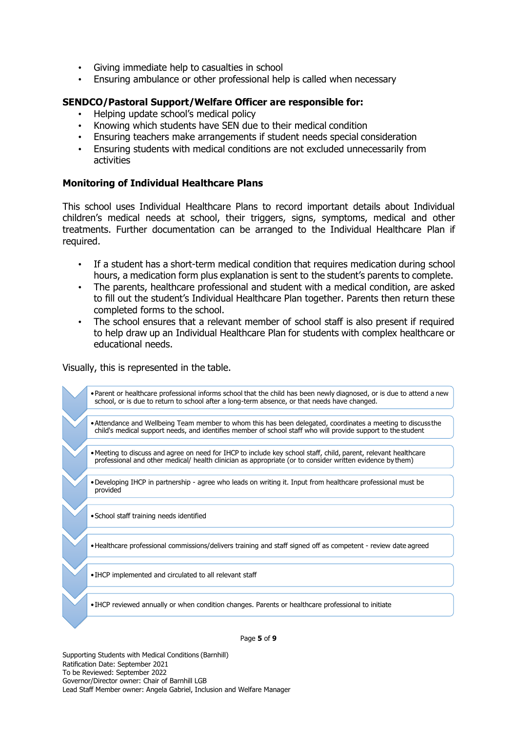- Giving immediate help to casualties in school
- Ensuring ambulance or other professional help is called when necessary

**SENDCO/Pastoral Support/Welfare Officer are responsible for:**

- Helping update school's medical policy
- Knowing which students have SEN due to their medical condition
- Ensuring teachers make arrangements if student needs special consideration
- Ensuring students with medical conditions are not excluded unnecessarily from activities

### Monitoring of Individual Healthcare Plans

This school uses Individual Healthcare Plans to record important details about Individual children's medical needs at school, their triggers, signs, symptoms, medical and other treatments. Further documentation can be arranged to the Individual Healthcare Plan if required.

- If a student has a short-term medical condition that requires medication during school hours, a medication form plus explanation is sent to the student's parents to complete.
- The parents, healthcare professional and student with a medical condition, are asked to fill out the student's Individual Healthcare Plan together. Parents then return these completed forms to the school.
- The school ensures that a relevant member of school staff is also present if required to help draw up an Individual Healthcare Plan for students with complex healthcare or educational needs.

Visually, this is represented in the table.

- Parent or healthcare professional informs school that the child has been newly diagnosed, or is due to attend a new school, or is due to return to school after a long-term absence, or that needs have changed.
- Attendance and Wellbeing Team member to whom this has been delegated, coordinates a meeting to discuss the child's medical support needs, and identifies member of school staff who will provide support to the student
- Meeting to discuss and agree on need for IHCP to include key school staff, child, parent, relevant healthcare professional and other medical/ health clinician as appropriate (or to consider written evidence by them)
- Developing IHCP in partnership - agree who leads on writing it. Input from healthcare professional must be provided
- School staff training needs identified
- Healthcare professional commissions/delivers training and staff signed off as competent - review date agreed
- IHCP implemented and circulated to all relevant staff
- IHCP reviewed annually or when condition changes. Parents or healthcare professional to initiate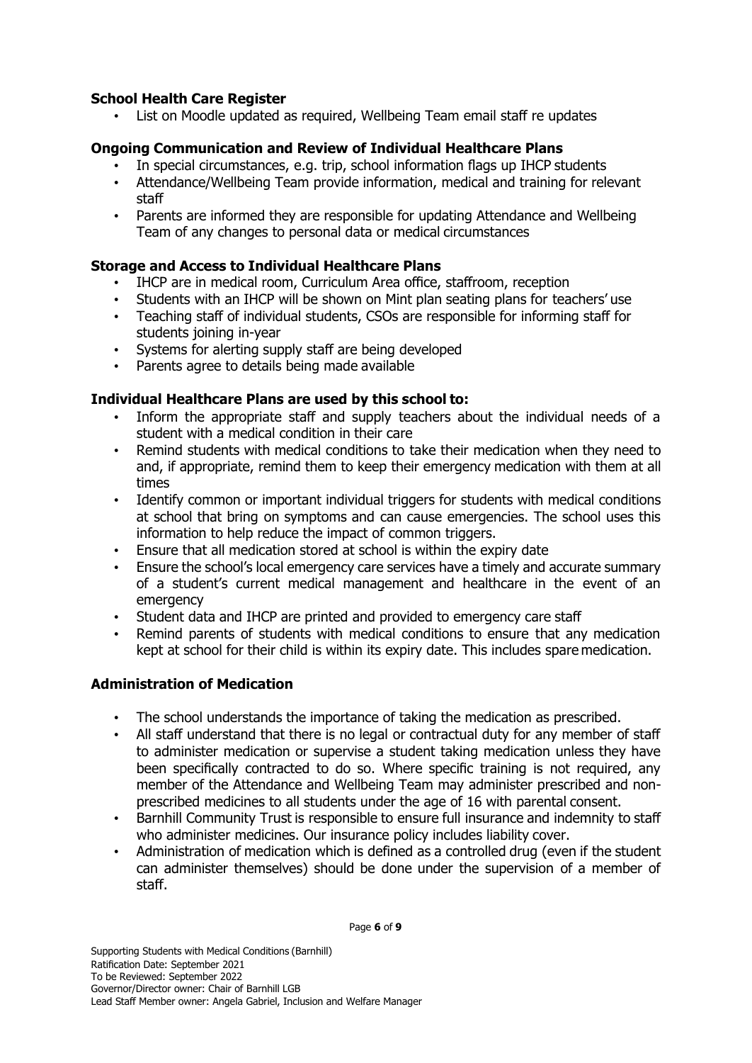## School Health Care Register

- List on Moodle updated as required, Wellbeing Team email staff re updates

## Ongoing Communication and Review of Individual Healthcare Plans

- In special circumstances, e.g. trip, school information flags up IHCP students
- Attendance/Wellbeing Team provide information, medical and training for relevant staff
- Parents are informed they are responsible for updating Attendance and Wellbeing Team of any changes to personal data or medical circumstances

## Storage and Access to Individual Healthcare Plans

- IHCP are in medical room, Curriculum Area office, staffroom, reception
- Students with an IHCP will be shown on Mint plan seating plans for teachers' use
- Teaching staff of individual students, CSOs are responsible for informing staff for students joining in-year
- Systems for alerting supply staff are being developed
- Parents agree to details being made available

## Individual Healthcare Plans are used by this school to:

- Inform the appropriate staff and supply teachers about the individual needs of a student with a medical condition in their care
- Remind students with medical conditions to take their medication when they need to and, if appropriate, remind them to keep their emergency medication with them at all times
- Identify common or important individual triggers for students with medical conditions at school that bring on symptoms and can cause emergencies. The school uses this information to help reduce the impact of common triggers.
- Ensure that all medication stored at school is within the expiry date
- Ensure the school's local emergency care services have a timely and accurate summary of a student's current medical management and healthcare in the event of an emergency
- Student data and IHCP are printed and provided to emergency care staff
- Remind parents of students with medical conditions to ensure that any medication kept at school for their child is within its expiry date. This includes spare medication.

## Administration of Medication

- The school understands the importance of taking the medication as prescribed.
- All staff understand that there is no legal or contractual duty for any member of staff to administer medication or supervise a student taking medication unless they have been specifically contracted to do so. Where specific training is not required, any member of the Attendance and Wellbeing Team may administer prescribed and non-prescribed medicines to all students under the age of 16 with parental consent.
- Barnhill Community Trust is responsible to ensure full insurance and indemnity to staff who administer medicines. Our insurance policy includes liability cover.
- Administration of medication which is defined as a controlled drug (even if the student can administer themselves) should be done under the supervision of a member of staff.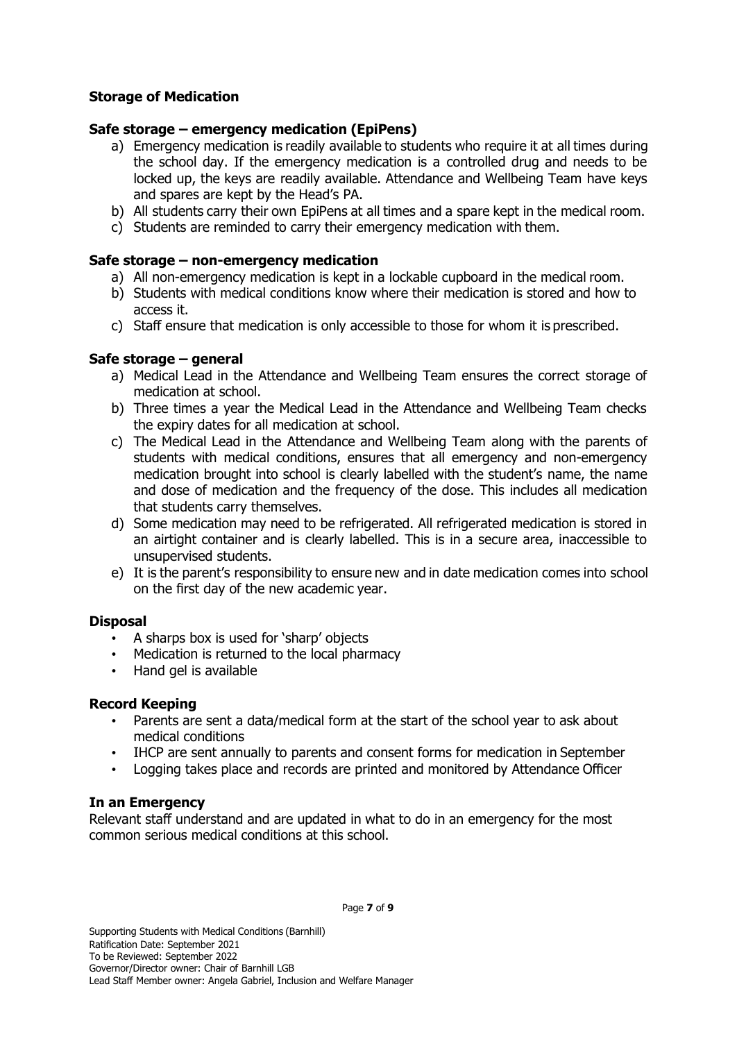## Storage of Medication

### Safe storage – emergency medication (EpiPens)

a) Emergency medication is readily available to students who require it at all times during the school day. If the emergency medication is a controlled drug and needs to be locked up, the keys are readily available. Attendance and Wellbeing Team have keys and spares are kept by the Head's PA.
b) All students carry their own EpiPens at all times and a spare kept in the medical room.
c) Students are reminded to carry their emergency medication with them.

### Safe storage – non-emergency medication

a) All non-emergency medication is kept in a lockable cupboard in the medical room.
b) Students with medical conditions know where their medication is stored and how to access it.
c) Staff ensure that medication is only accessible to those for whom it is prescribed.

### Safe storage – general

a) Medical Lead in the Attendance and Wellbeing Team ensures the correct storage of medication at school.
b) Three times a year the Medical Lead in the Attendance and Wellbeing Team checks the expiry dates for all medication at school.
c) The Medical Lead in the Attendance and Wellbeing Team along with the parents of students with medical conditions, ensures that all emergency and non-emergency medication brought into school is clearly labelled with the student's name, the name and dose of medication and the frequency of the dose. This includes all medication that students carry themselves.
d) Some medication may need to be refrigerated. All refrigerated medication is stored in an airtight container and is clearly labelled. This is in a secure area, inaccessible to unsupervised students.
e) It is the parent's responsibility to ensure new and in date medication comes into school on the first day of the new academic year.

### Disposal

- A sharps box is used for 'sharp' objects
- Medication is returned to the local pharmacy
- Hand gel is available

### Record Keeping

- Parents are sent a data/medical form at the start of the school year to ask about medical conditions
- IHCP are sent annually to parents and consent forms for medication in September
- Logging takes place and records are printed and monitored by Attendance Officer

### In an Emergency

Relevant staff understand and are updated in what to do in an emergency for the most common serious medical conditions at this school.

Supporting Students with Medical Conditions (Barnhill)
Ratification Date: September 2021
To be Reviewed: September 2022
Governor/Director owner: Chair of Barnhill LGB
Lead Staff Member owner: Angela Gabriel, Inclusion and Welfare Manager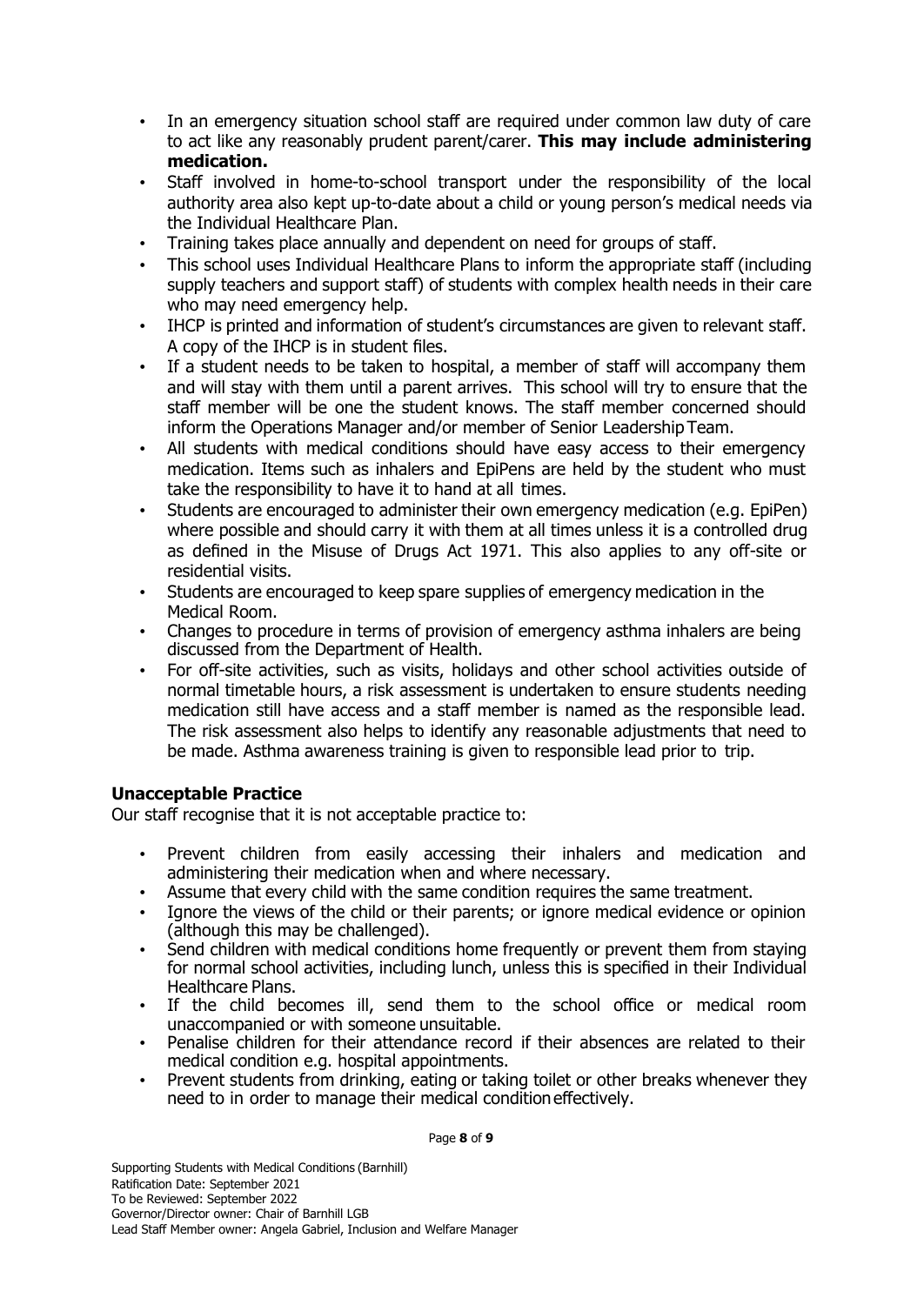- In an emergency situation school staff are required under common law duty of care to act like any reasonably prudent parent/carer. **This may include administering medication.**
- Staff involved in home-to-school transport under the responsibility of the local authority area also kept up-to-date about a child or young person's medical needs via the Individual Healthcare Plan.
- Training takes place annually and dependent on need for groups of staff.
- This school uses Individual Healthcare Plans to inform the appropriate staff (including supply teachers and support staff) of students with complex health needs in their care who may need emergency help.
- IHCP is printed and information of student's circumstances are given to relevant staff. A copy of the IHCP is in student files.
- If a student needs to be taken to hospital, a member of staff will accompany them and will stay with them until a parent arrives. This school will try to ensure that the staff member will be one the student knows. The staff member concerned should inform the Operations Manager and/or member of Senior Leadership Team.
- All students with medical conditions should have easy access to their emergency medication. Items such as inhalers and EpiPens are held by the student who must take the responsibility to have it to hand at all times.
- Students are encouraged to administer their own emergency medication (e.g. EpiPen) where possible and should carry it with them at all times unless it is a controlled drug as defined in the Misuse of Drugs Act 1971. This also applies to any off-site or residential visits.
- Students are encouraged to keep spare supplies of emergency medication in the Medical Room.
- Changes to procedure in terms of provision of emergency asthma inhalers are being discussed from the Department of Health.
- For off-site activities, such as visits, holidays and other school activities outside of normal timetable hours, a risk assessment is undertaken to ensure students needing medication still have access and a staff member is named as the responsible lead. The risk assessment also helps to identify any reasonable adjustments that need to be made. Asthma awareness training is given to responsible lead prior to trip.

### Unacceptable Practice

Our staff recognise that it is not acceptable practice to:

- Prevent children from easily accessing their inhalers and medication and administering their medication when and where necessary.
- Assume that every child with the same condition requires the same treatment.
- Ignore the views of the child or their parents; or ignore medical evidence or opinion (although this may be challenged).
- Send children with medical conditions home frequently or prevent them from staying for normal school activities, including lunch, unless this is specified in their Individual Healthcare Plans.
- If the child becomes ill, send them to the school office or medical room unaccompanied or with someone unsuitable.
- Penalise children for their attendance record if their absences are related to their medical condition e.g. hospital appointments.
- Prevent students from drinking, eating or taking toilet or other breaks whenever they need to in order to manage their medical condition effectively.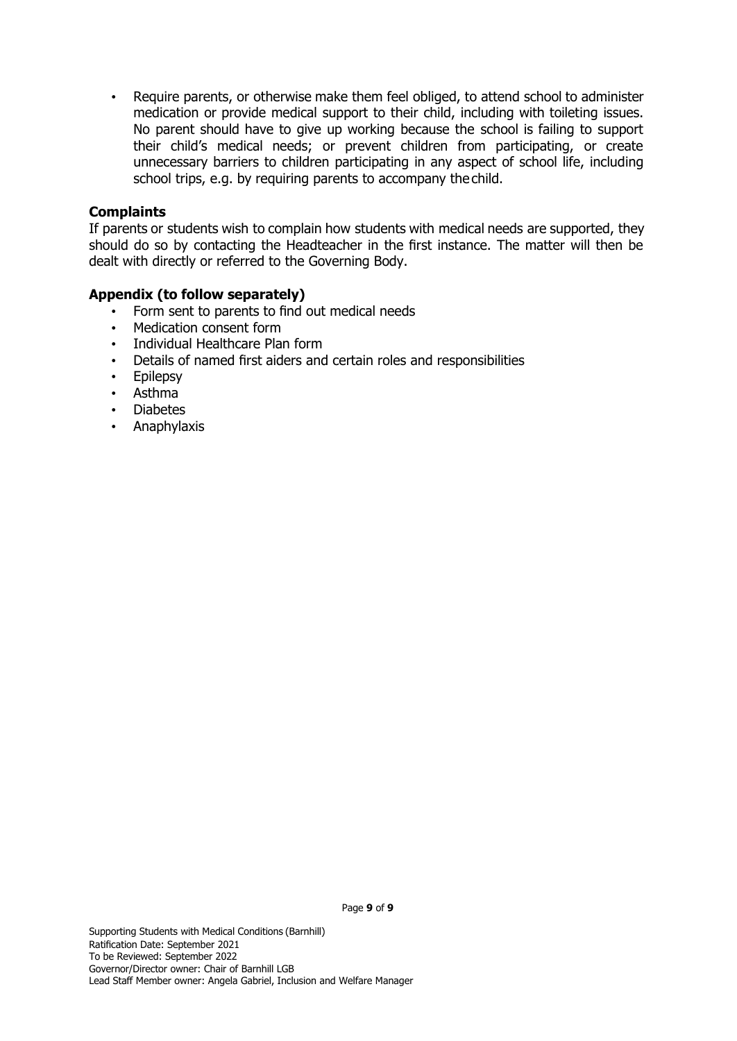- Require parents, or otherwise make them feel obliged, to attend school to administer medication or provide medical support to their child, including with toileting issues. No parent should have to give up working because the school is failing to support their child's medical needs; or prevent children from participating, or create unnecessary barriers to children participating in any aspect of school life, including school trips, e.g. by requiring parents to accompany the child.

### Complaints

If parents or students wish to complain how students with medical needs are supported, they should do so by contacting the Headteacher in the first instance. The matter will then be dealt with directly or referred to the Governing Body.

### Appendix (to follow separately)

- Form sent to parents to find out medical needs
- Medication consent form
- Individual Healthcare Plan form
- Details of named first aiders and certain roles and responsibilities
- Epilepsy
- Asthma
- Diabetes
- Anaphylaxis

Supporting Students with Medical Conditions (Barnhill)
Ratification Date: September 2021
To be Reviewed: September 2022
Governor/Director owner: Chair of Barnhill LGB
Lead Staff Member owner: Angela Gabriel, Inclusion and Welfare Manager